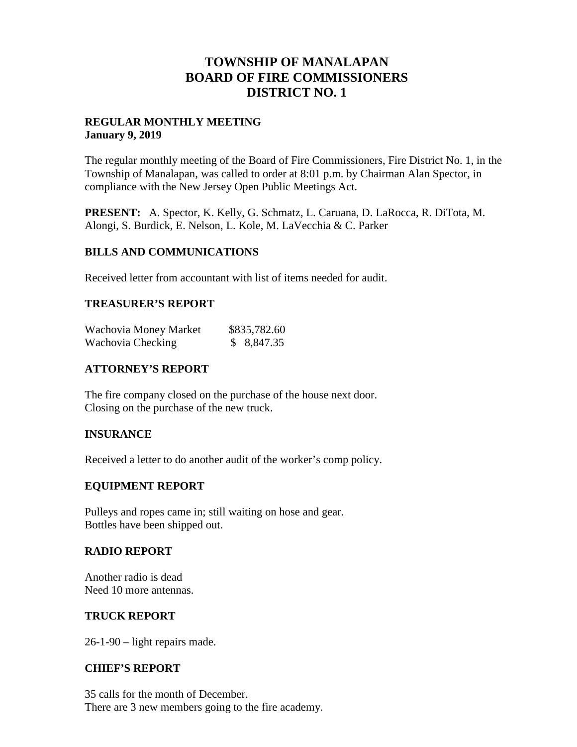# TOWNSHIP OF MANALAPAN
# BOARD OF FIRE COMMISSIONERS
# DISTRICT NO. 1

**REGULAR MONTHLY MEETING**
**January 9, 2019**

The regular monthly meeting of the Board of Fire Commissioners, Fire District No. 1, in the Township of Manalapan, was called to order at 8:01 p.m. by Chairman Alan Spector, in compliance with the New Jersey Open Public Meetings Act.

**PRESENT:** A. Spector, K. Kelly, G. Schmatz, L. Caruana, D. LaRocca, R. DiTota, M. Alongi, S. Burdick, E. Nelson, L. Kole, M. LaVecchia & C. Parker

## BILLS AND COMMUNICATIONS

Received letter from accountant with list of items needed for audit.

## TREASURER'S REPORT

| | |
|---|---|
| Wachovia Money Market | $835,782.60 |
| Wachovia Checking | $ 8,847.35 |

## ATTORNEY'S REPORT

The fire company closed on the purchase of the house next door.
Closing on the purchase of the new truck.

## INSURANCE

Received a letter to do another audit of the worker's comp policy.

## EQUIPMENT REPORT

Pulleys and ropes came in; still waiting on hose and gear.
Bottles have been shipped out.

## RADIO REPORT

Another radio is dead
Need 10 more antennas.

## TRUCK REPORT

26-1-90 – light repairs made.

## CHIEF'S REPORT

35 calls for the month of December.
There are 3 new members going to the fire academy.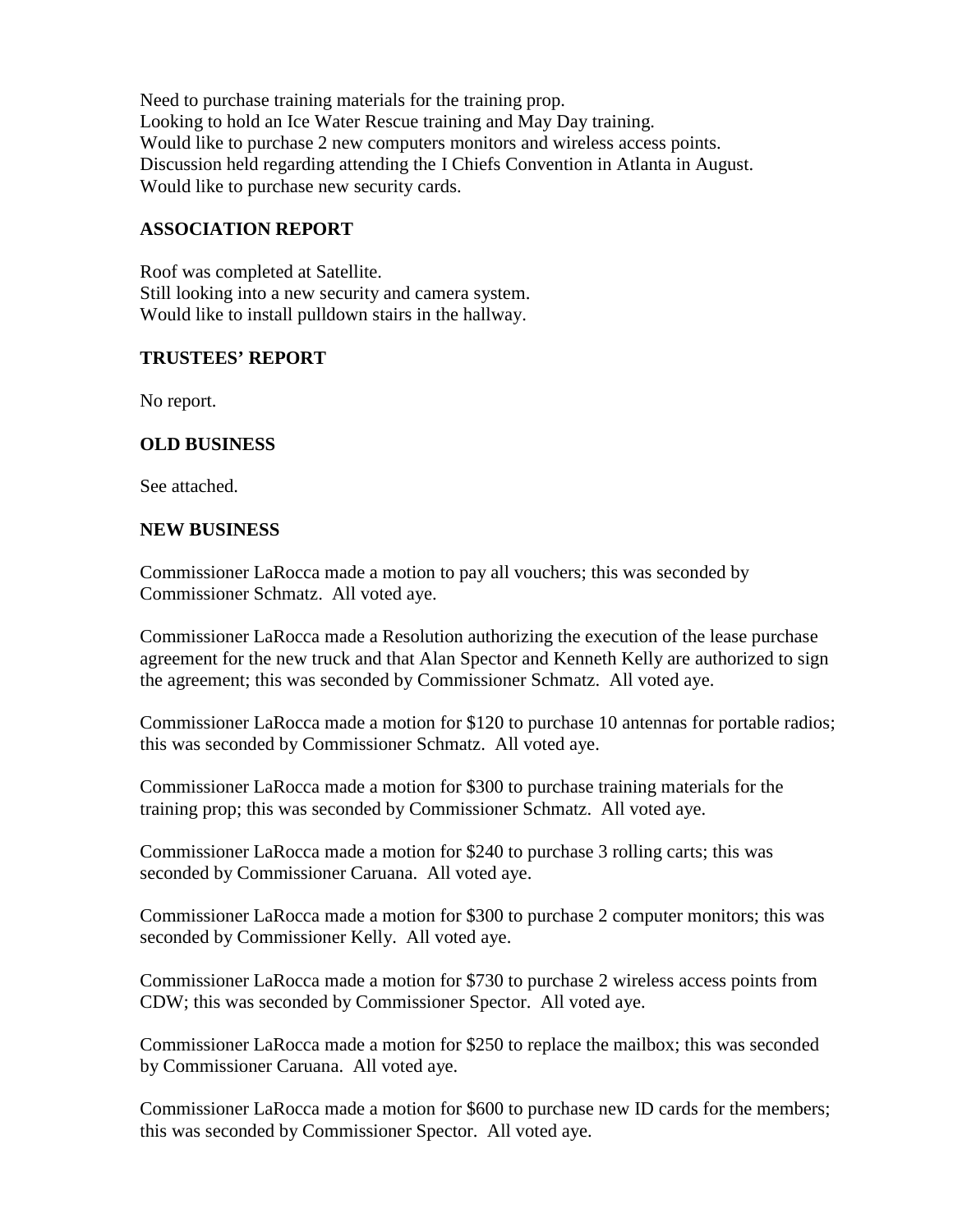Need to purchase training materials for the training prop.
Looking to hold an Ice Water Rescue training and May Day training.
Would like to purchase 2 new computers monitors and wireless access points.
Discussion held regarding attending the I Chiefs Convention in Atlanta in August.
Would like to purchase new security cards.

**ASSOCIATION REPORT**

Roof was completed at Satellite.
Still looking into a new security and camera system.
Would like to install pulldown stairs in the hallway.

**TRUSTEES' REPORT**

No report.

**OLD BUSINESS**

See attached.

**NEW BUSINESS**

Commissioner LaRocca made a motion to pay all vouchers; this was seconded by Commissioner Schmatz. All voted aye.

Commissioner LaRocca made a Resolution authorizing the execution of the lease purchase agreement for the new truck and that Alan Spector and Kenneth Kelly are authorized to sign the agreement; this was seconded by Commissioner Schmatz. All voted aye.

Commissioner LaRocca made a motion for $120 to purchase 10 antennas for portable radios; this was seconded by Commissioner Schmatz. All voted aye.

Commissioner LaRocca made a motion for $300 to purchase training materials for the training prop; this was seconded by Commissioner Schmatz. All voted aye.

Commissioner LaRocca made a motion for $240 to purchase 3 rolling carts; this was seconded by Commissioner Caruana. All voted aye.

Commissioner LaRocca made a motion for $300 to purchase 2 computer monitors; this was seconded by Commissioner Kelly. All voted aye.

Commissioner LaRocca made a motion for $730 to purchase 2 wireless access points from CDW; this was seconded by Commissioner Spector. All voted aye.

Commissioner LaRocca made a motion for $250 to replace the mailbox; this was seconded by Commissioner Caruana. All voted aye.

Commissioner LaRocca made a motion for $600 to purchase new ID cards for the members; this was seconded by Commissioner Spector. All voted aye.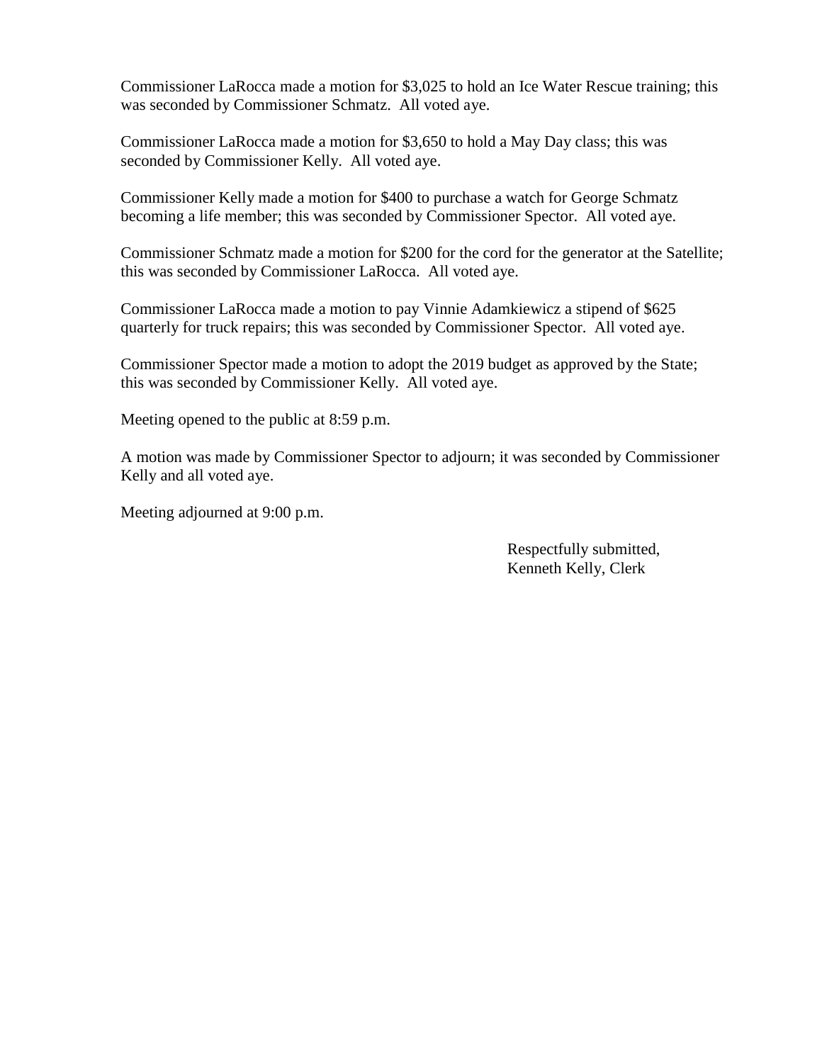Commissioner LaRocca made a motion for $3,025 to hold an Ice Water Rescue training; this was seconded by Commissioner Schmatz. All voted aye.

Commissioner LaRocca made a motion for $3,650 to hold a May Day class; this was seconded by Commissioner Kelly. All voted aye.

Commissioner Kelly made a motion for $400 to purchase a watch for George Schmatz becoming a life member; this was seconded by Commissioner Spector. All voted aye.

Commissioner Schmatz made a motion for $200 for the cord for the generator at the Satellite; this was seconded by Commissioner LaRocca. All voted aye.

Commissioner LaRocca made a motion to pay Vinnie Adamkiewicz a stipend of $625 quarterly for truck repairs; this was seconded by Commissioner Spector. All voted aye.

Commissioner Spector made a motion to adopt the 2019 budget as approved by the State; this was seconded by Commissioner Kelly. All voted aye.

Meeting opened to the public at 8:59 p.m.

A motion was made by Commissioner Spector to adjourn; it was seconded by Commissioner Kelly and all voted aye.

Meeting adjourned at 9:00 p.m.

Respectfully submitted,
Kenneth Kelly, Clerk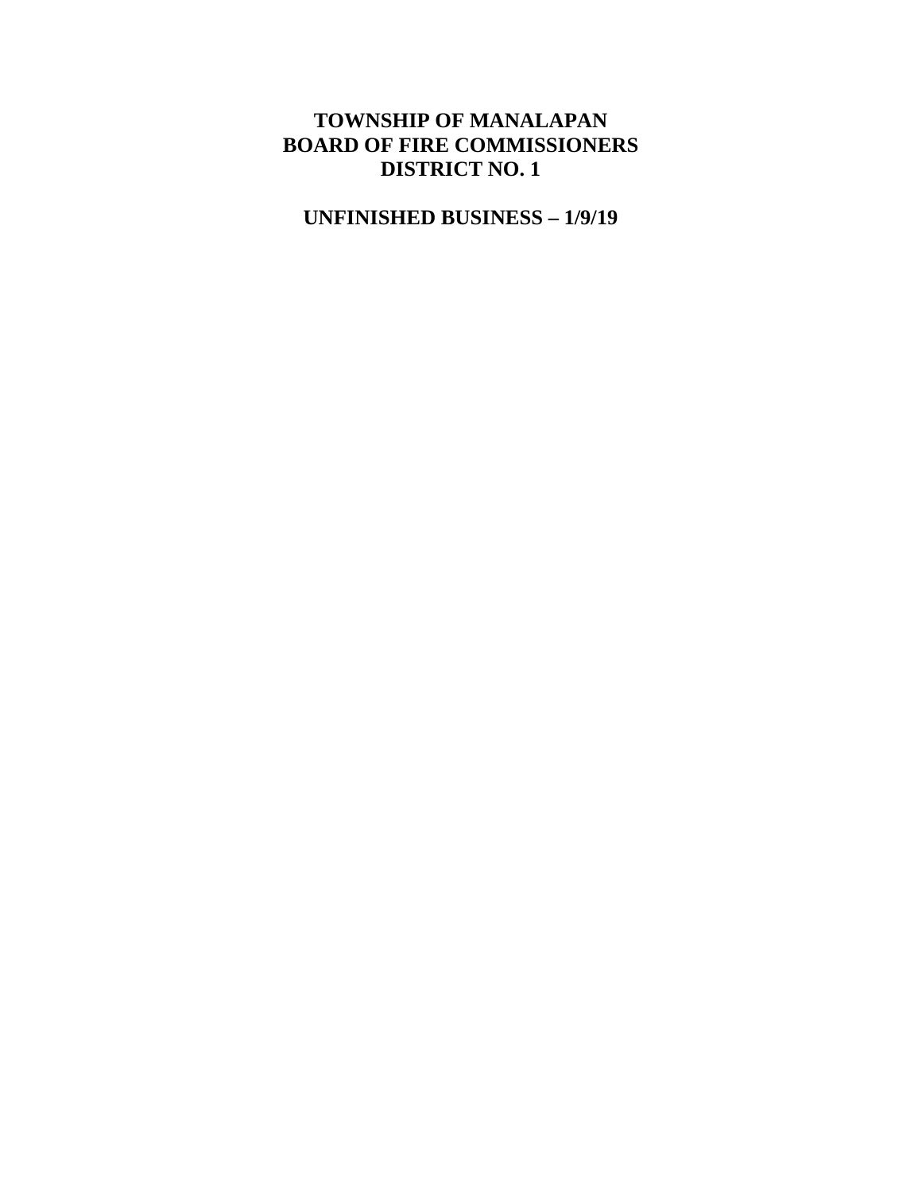# TOWNSHIP OF MANALAPAN
# BOARD OF FIRE COMMISSIONERS
# DISTRICT NO. 1

## UNFINISHED BUSINESS – 1/9/19